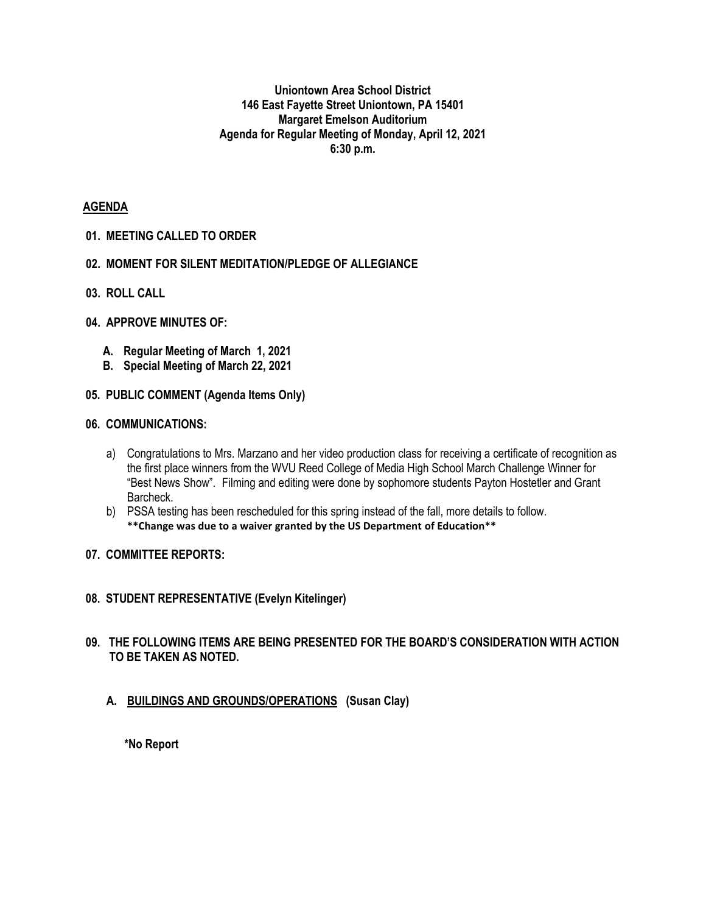**Uniontown Area School District**
**146 East Fayette Street Uniontown, PA 15401**
**Margaret Emelson Auditorium**
**Agenda for Regular Meeting of Monday, April 12, 2021**
**6:30 p.m.**

## AGENDA

**01. MEETING CALLED TO ORDER**

**02. MOMENT FOR SILENT MEDITATION/PLEDGE OF ALLEGIANCE**

**03. ROLL CALL**

**04. APPROVE MINUTES OF:**

- **A. Regular Meeting of March 1, 2021**
- **B. Special Meeting of March 22, 2021**

**05. PUBLIC COMMENT (Agenda Items Only)**

**06. COMMUNICATIONS:**

a) Congratulations to Mrs. Marzano and her video production class for receiving a certificate of recognition as the first place winners from the WVU Reed College of Media High School March Challenge Winner for "Best News Show". Filming and editing were done by sophomore students Payton Hostetler and Grant Barcheck.

b) PSSA testing has been rescheduled for this spring instead of the fall, more details to follow.
**\*\*Change was due to a waiver granted by the US Department of Education\*\***

**07. COMMITTEE REPORTS:**

**08. STUDENT REPRESENTATIVE (Evelyn Kitelinger)**

**09. THE FOLLOWING ITEMS ARE BEING PRESENTED FOR THE BOARD'S CONSIDERATION WITH ACTION TO BE TAKEN AS NOTED.**

**A. BUILDINGS AND GROUNDS/OPERATIONS (Susan Clay)**

**\*No Report**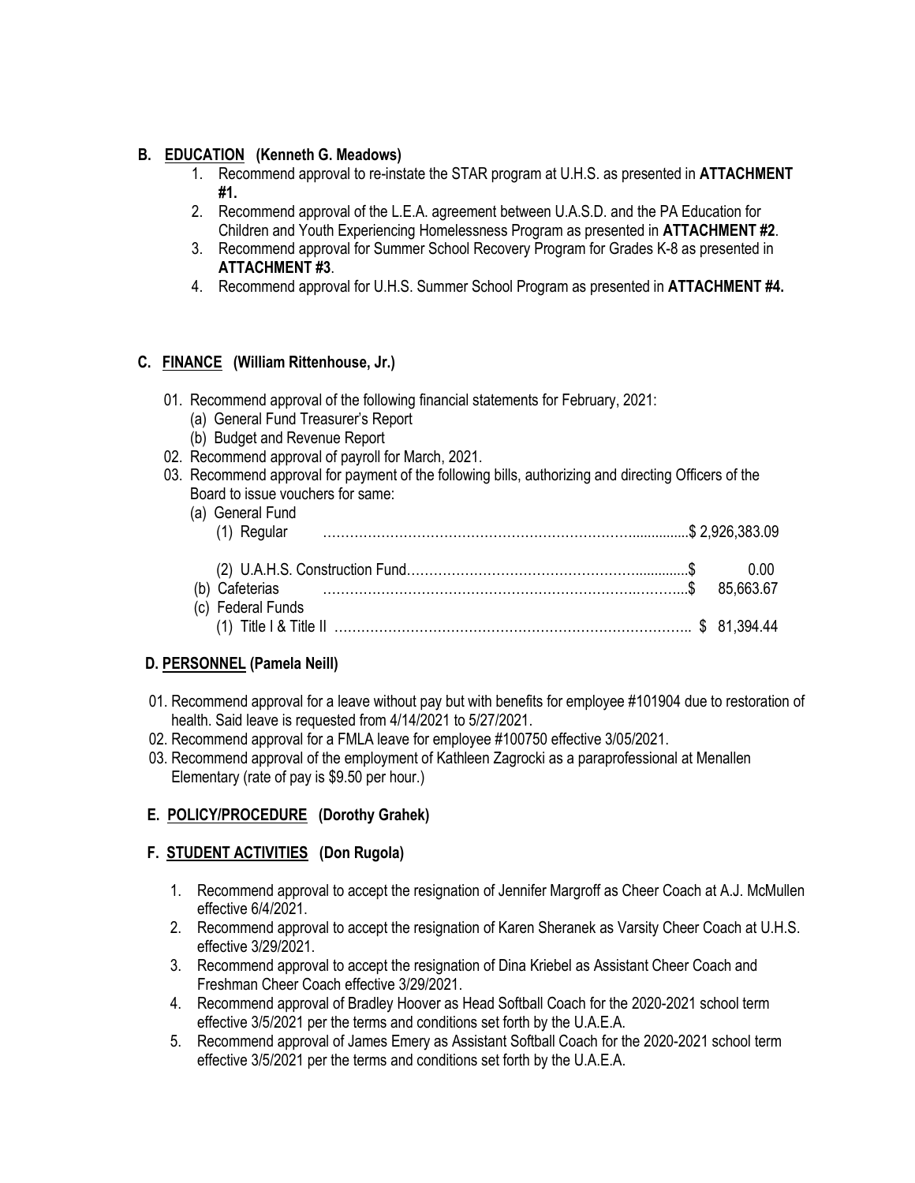**B. <u>EDUCATION</u> (Kenneth G. Meadows)**

1. Recommend approval to re-instate the STAR program at U.H.S. as presented in **ATTACHMENT #1.**
2. Recommend approval of the L.E.A. agreement between U.A.S.D. and the PA Education for Children and Youth Experiencing Homelessness Program as presented in **ATTACHMENT #2**.
3. Recommend approval for Summer School Recovery Program for Grades K-8 as presented in **ATTACHMENT #3**.
4. Recommend approval for U.H.S. Summer School Program as presented in **ATTACHMENT #4.**

**C. <u>FINANCE</u> (William Rittenhouse, Jr.)**

01. Recommend approval of the following financial statements for February, 2021:
    - (a) General Fund Treasurer's Report
    - (b) Budget and Revenue Report
02. Recommend approval of payroll for March, 2021.
03. Recommend approval for payment of the following bills, authorizing and directing Officers of the Board to issue vouchers for same:
    - (a) General Fund
        - (1) Regular ………………………………………………………………...............$ 2,926,383.09
        - (2) U.A.H.S. Construction Fund……………………………………………..............$ 0.00
    - (b) Cafeterias ……………………………………………………………….………...$ 85,663.67
    - (c) Federal Funds
        - (1) Title I & Title II ……………………………………………………………………….. $ 81,394.44

**D. <u>PERSONNEL</u> (Pamela Neill)**

01. Recommend approval for a leave without pay but with benefits for employee #101904 due to restoration of health. Said leave is requested from 4/14/2021 to 5/27/2021.
02. Recommend approval for a FMLA leave for employee #100750 effective 3/05/2021.
03. Recommend approval of the employment of Kathleen Zagrocki as a paraprofessional at Menallen Elementary (rate of pay is $9.50 per hour.)

**E. <u>POLICY/PROCEDURE</u> (Dorothy Grahek)**

**F. <u>STUDENT ACTIVITIES</u> (Don Rugola)**

1. Recommend approval to accept the resignation of Jennifer Margroff as Cheer Coach at A.J. McMullen effective 6/4/2021.
2. Recommend approval to accept the resignation of Karen Sheranek as Varsity Cheer Coach at U.H.S. effective 3/29/2021.
3. Recommend approval to accept the resignation of Dina Kriebel as Assistant Cheer Coach and Freshman Cheer Coach effective 3/29/2021.
4. Recommend approval of Bradley Hoover as Head Softball Coach for the 2020-2021 school term effective 3/5/2021 per the terms and conditions set forth by the U.A.E.A.
5. Recommend approval of James Emery as Assistant Softball Coach for the 2020-2021 school term effective 3/5/2021 per the terms and conditions set forth by the U.A.E.A.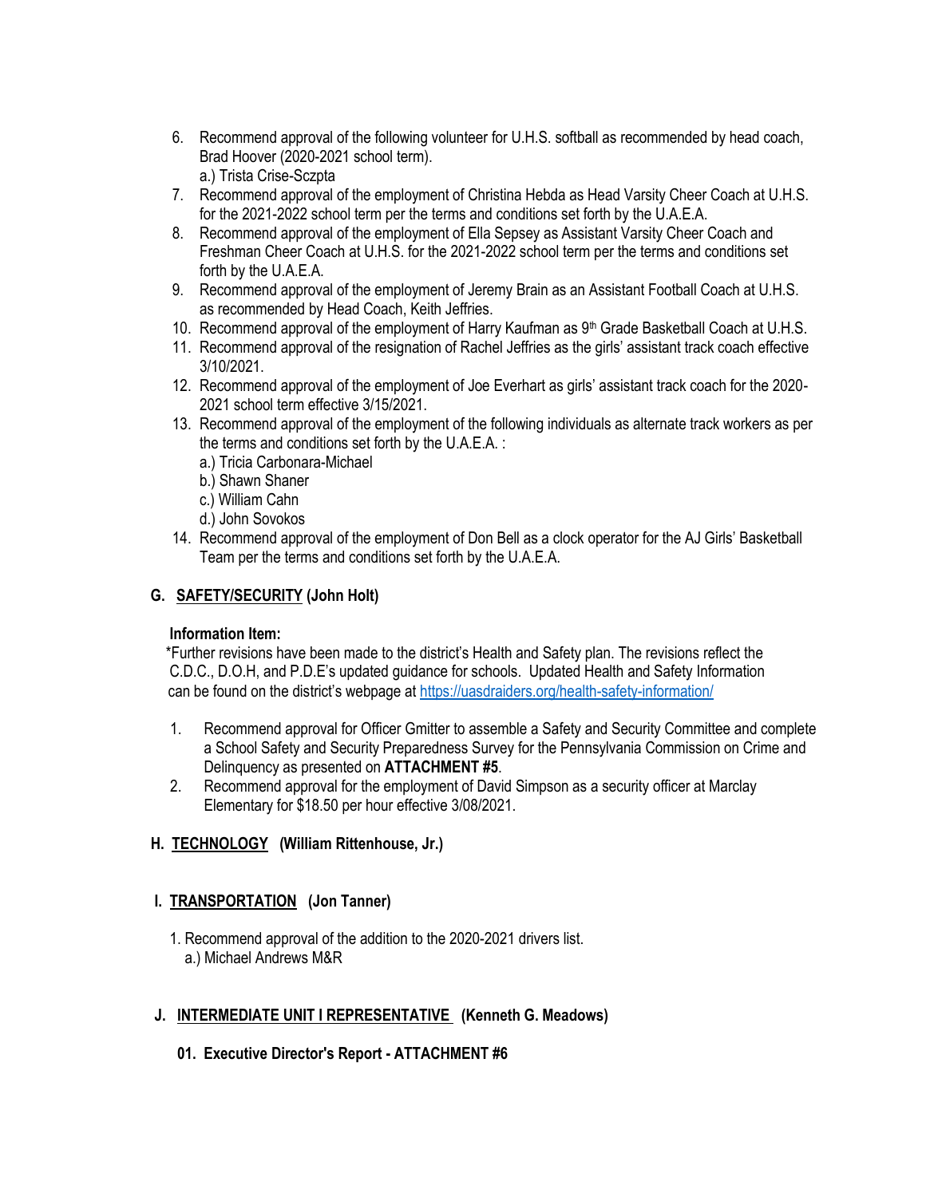6. Recommend approval of the following volunteer for U.H.S. softball as recommended by head coach, Brad Hoover (2020-2021 school term).
   a.) Trista Crise-Sczpta
7. Recommend approval of the employment of Christina Hebda as Head Varsity Cheer Coach at U.H.S. for the 2021-2022 school term per the terms and conditions set forth by the U.A.E.A.
8. Recommend approval of the employment of Ella Sepsey as Assistant Varsity Cheer Coach and Freshman Cheer Coach at U.H.S. for the 2021-2022 school term per the terms and conditions set forth by the U.A.E.A.
9. Recommend approval of the employment of Jeremy Brain as an Assistant Football Coach at U.H.S. as recommended by Head Coach, Keith Jeffries.
10. Recommend approval of the employment of Harry Kaufman as 9th Grade Basketball Coach at U.H.S.
11. Recommend approval of the resignation of Rachel Jeffries as the girls' assistant track coach effective 3/10/2021.
12. Recommend approval of the employment of Joe Everhart as girls' assistant track coach for the 2020-2021 school term effective 3/15/2021.
13. Recommend approval of the employment of the following individuals as alternate track workers as per the terms and conditions set forth by the U.A.E.A. :
    a.) Tricia Carbonara-Michael
    b.) Shawn Shaner
    c.) William Cahn
    d.) John Sovokos
14. Recommend approval of the employment of Don Bell as a clock operator for the AJ Girls' Basketball Team per the terms and conditions set forth by the U.A.E.A.

## G. SAFETY/SECURITY (John Holt)

**Information Item:**

*Further revisions have been made to the district's Health and Safety plan. The revisions reflect the C.D.C., D.O.H, and P.D.E's updated guidance for schools. Updated Health and Safety Information can be found on the district's webpage at https://uasdraiders.org/health-safety-information/

1. Recommend approval for Officer Gmitter to assemble a Safety and Security Committee and complete a School Safety and Security Preparedness Survey for the Pennsylvania Commission on Crime and Delinquency as presented on **ATTACHMENT #5**.
2. Recommend approval for the employment of David Simpson as a security officer at Marclay Elementary for $18.50 per hour effective 3/08/2021.

## H. TECHNOLOGY (William Rittenhouse, Jr.)

## I. TRANSPORTATION (Jon Tanner)

1. Recommend approval of the addition to the 2020-2021 drivers list.
   a.) Michael Andrews M&R

## J. INTERMEDIATE UNIT I REPRESENTATIVE (Kenneth G. Meadows)

**01. Executive Director's Report - ATTACHMENT #6**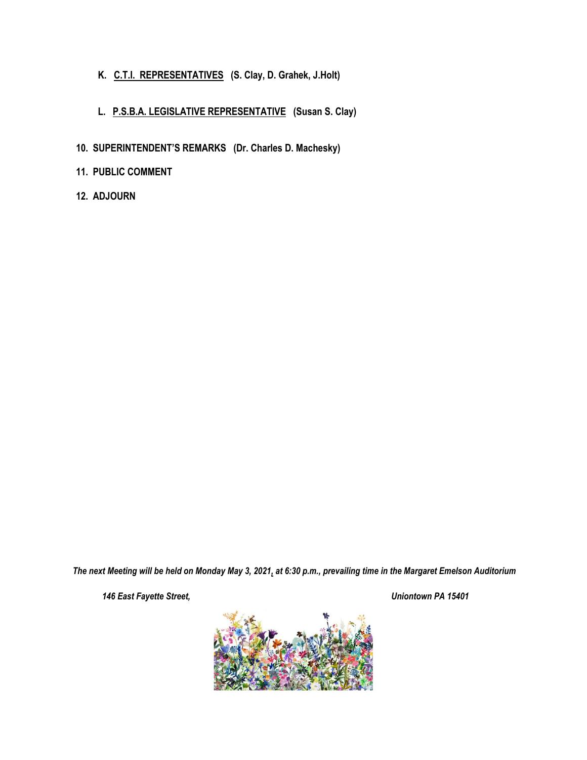**K. <u>C.T.I. REPRESENTATIVES</u> (S. Clay, D. Grahek, J.Holt)**

**L. <u>P.S.B.A. LEGISLATIVE REPRESENTATIVE</u> (Susan S. Clay)**

**10. SUPERINTENDENT'S REMARKS (Dr. Charles D. Machesky)**

**11. PUBLIC COMMENT**

**12. ADJOURN**

***The next Meeting will be held on Monday May 3, 2021, at 6:30 p.m., prevailing time in the Margaret Emelson Auditorium***

***146 East Fayette Street, Uniontown PA 15401***